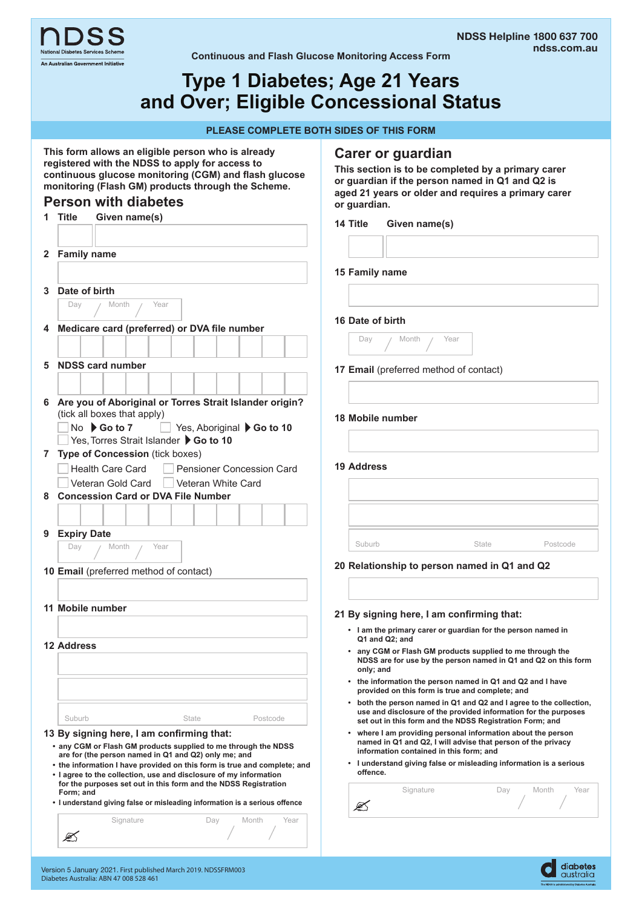NDSS Helpline 1800 637 700
ndss.com.au

National Diabetes Services Scheme
An Australian Government Initiative

Continuous and Flash Glucose Monitoring Access Form

# Type 1 Diabetes; Age 21 Years and Over; Eligible Concessional Status

**PLEASE COMPLETE BOTH SIDES OF THIS FORM**

**This form allows an eligible person who is already registered with the NDSS to apply for access to continuous glucose monitoring (CGM) and flash glucose monitoring (Flash GM) products through the Scheme.**

## Person with diabetes

**1 Title** **Given name(s)**

**2 Family name**

**3 Date of birth**

Day / Month / Year

**4 Medicare card (preferred) or DVA file number**

**5 NDSS card number**

**6 Are you of Aboriginal or Torres Strait Islander origin?** (tick all boxes that apply)

- ☐ No ▶ **Go to 7**
- ☐ Yes, Aboriginal ▶ **Go to 10**
- ☐ Yes, Torres Strait Islander ▶ **Go to 10**

**7 Type of Concession** (tick boxes)

- ☐ Health Care Card
- ☐ Pensioner Concession Card
- ☐ Veteran Gold Card
- ☐ Veteran White Card

**8 Concession Card or DVA File Number**

**9 Expiry Date**

Day / Month / Year

**10 Email** (preferred method of contact)

**11 Mobile number**

**12 Address**

Suburb State Postcode

**13 By signing here, I am confirming that:**

- **any CGM or Flash GM products supplied to me through the NDSS are for (the person named in Q1 and Q2) only me; and**
- **the information I have provided on this form is true and complete; and**
- **I agree to the collection, use and disclosure of my information for the purposes set out in this form and the NDSS Registration Form; and**
- **I understand giving false or misleading information is a serious offence**

Signature Day / Month / Year

## Carer or guardian

**This section is to be completed by a primary carer or guardian if the person named in Q1 and Q2 is aged 21 years or older and requires a primary carer or guardian.**

**14 Title** **Given name(s)**

**15 Family name**

**16 Date of birth**

Day / Month / Year

**17 Email** (preferred method of contact)

**18 Mobile number**

**19 Address**

Suburb State Postcode

**20 Relationship to person named in Q1 and Q2**

**21 By signing here, I am confirming that:**

- **I am the primary carer or guardian for the person named in Q1 and Q2; and**
- **any CGM or Flash GM products supplied to me through the NDSS are for use by the person named in Q1 and Q2 on this form only; and**
- **the information the person named in Q1 and Q2 and I have provided on this form is true and complete; and**
- **both the person named in Q1 and Q2 and I agree to the collection, use and disclosure of the provided information for the purposes set out in this form and the NDSS Registration Form; and**
- **where I am providing personal information about the person named in Q1 and Q2, I will advise that person of the privacy information contained in this form; and**
- **I understand giving false or misleading information is a serious offence.**

Signature Day / Month / Year

Version 5 January 2021. First published March 2019. NDSSFRM003
Diabetes Australia: ABN 47 008 528 461

diabetes australia
The NDSS is administered by Diabetes Australia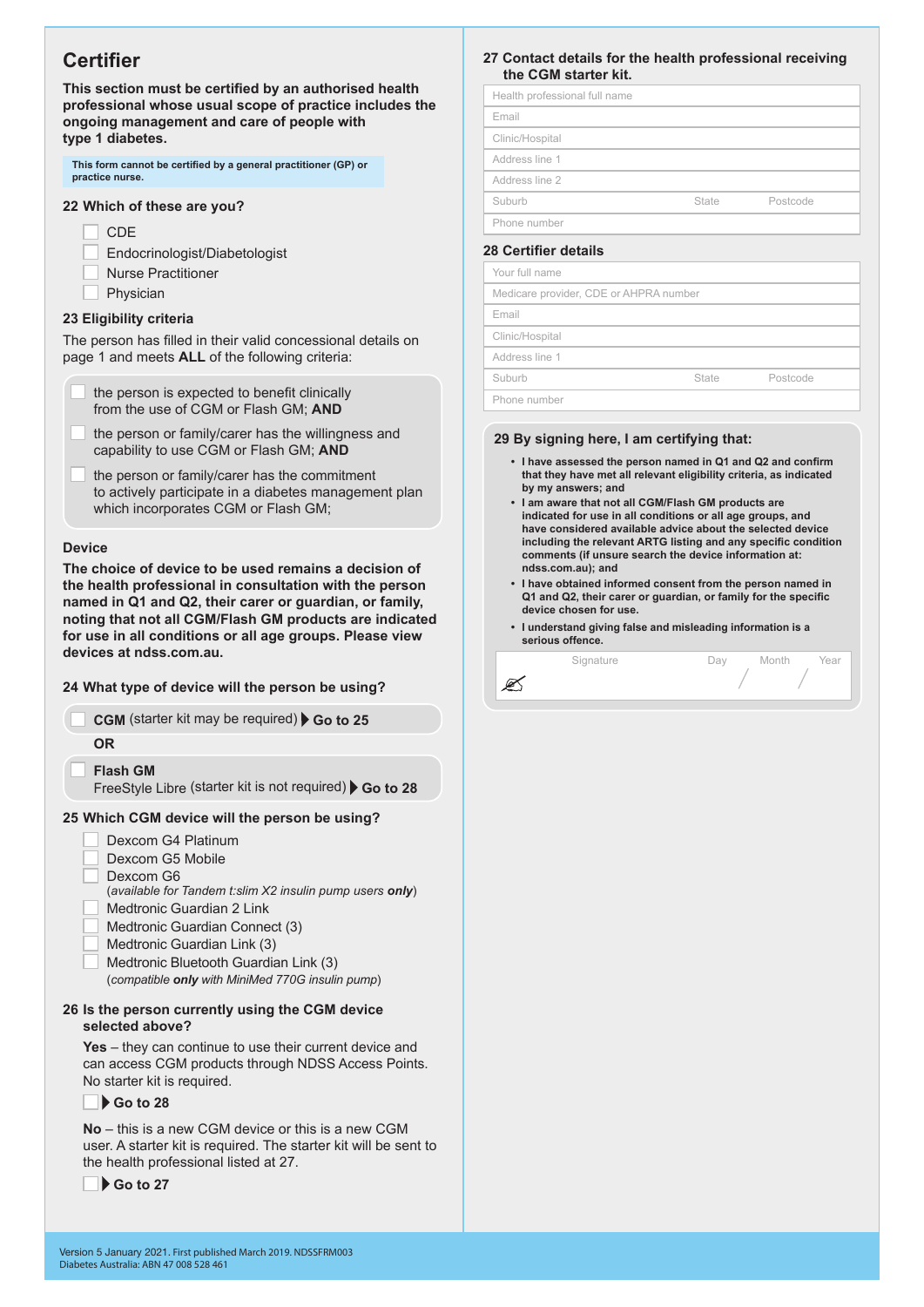## Certifier

**This section must be certified by an authorised health professional whose usual scope of practice includes the ongoing management and care of people with type 1 diabetes.**

**This form cannot be certified by a general practitioner (GP) or practice nurse.**

### 22 Which of these are you?

- ☐ CDE
- ☐ Endocrinologist/Diabetologist
- ☐ Nurse Practitioner
- ☐ Physician

### 23 Eligibility criteria

The person has filled in their valid concessional details on page 1 and meets **ALL** of the following criteria:

- ☐ the person is expected to benefit clinically from the use of CGM or Flash GM; **AND**
- ☐ the person or family/carer has the willingness and capability to use CGM or Flash GM; **AND**
- ☐ the person or family/carer has the commitment to actively participate in a diabetes management plan which incorporates CGM or Flash GM;

### Device

**The choice of device to be used remains a decision of the health professional in consultation with the person named in Q1 and Q2, their carer or guardian, or family, noting that not all CGM/Flash GM products are indicated for use in all conditions or all age groups. Please view devices at ndss.com.au.**

### 24 What type of device will the person be using?

- ☐ **CGM** (starter kit may be required) ▶ **Go to 25**

**OR**

- ☐ **Flash GM** FreeStyle Libre (starter kit is not required) ▶ **Go to 28**

### 25 Which CGM device will the person be using?

- ☐ Dexcom G4 Platinum
- ☐ Dexcom G5 Mobile
- ☐ Dexcom G6 (*available for Tandem t:slim X2 insulin pump users* ***only***)
- ☐ Medtronic Guardian 2 Link
- ☐ Medtronic Guardian Connect (3)
- ☐ Medtronic Guardian Link (3)
- ☐ Medtronic Bluetooth Guardian Link (3) (*compatible* ***only*** *with MiniMed 770G insulin pump*)

### 26 Is the person currently using the CGM device selected above?

**Yes** – they can continue to use their current device and can access CGM products through NDSS Access Points. No starter kit is required.

☐ ▶ **Go to 28**

**No** – this is a new CGM device or this is a new CGM user. A starter kit is required. The starter kit will be sent to the health professional listed at 27.

☐ ▶ **Go to 27**

### 27 Contact details for the health professional receiving the CGM starter kit.

| Health professional full name | | |
|---|---|---|
| Email | | |
| Clinic/Hospital | | |
| Address line 1 | | |
| Address line 2 | | |
| Suburb | State | Postcode |
| Phone number | | |

### 28 Certifier details

| Your full name | | |
|---|---|---|
| Medicare provider, CDE or AHPRA number | | |
| Email | | |
| Clinic/Hospital | | |
| Address line 1 | | |
| Suburb | State | Postcode |
| Phone number | | |

### 29 By signing here, I am certifying that:

- **I have assessed the person named in Q1 and Q2 and confirm that they have met all relevant eligibility criteria, as indicated by my answers; and**
- **I am aware that not all CGM/Flash GM products are indicated for use in all conditions or all age groups, and have considered available advice about the selected device including the relevant ARTG listing and any specific condition comments (if unsure search the device information at: ndss.com.au); and**
- **I have obtained informed consent from the person named in Q1 and Q2, their carer or guardian, or family for the specific device chosen for use.**
- **I understand giving false and misleading information is a serious offence.**

| Signature | Day | Month | Year |
|---|---|---|---|
| | / | / | |

Version 5 January 2021. First published March 2019. NDSSFRM003
Diabetes Australia: ABN 47 008 528 461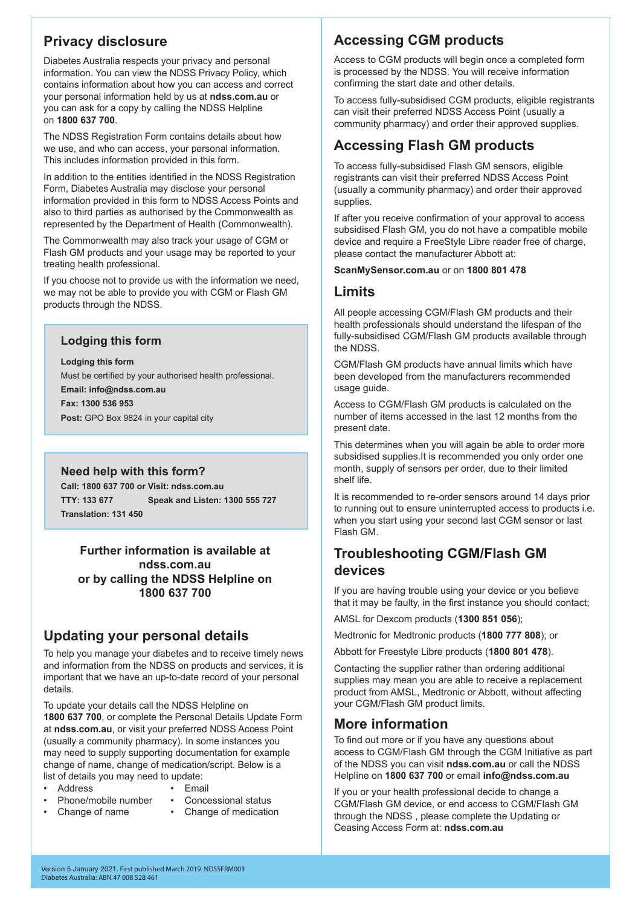## Privacy disclosure

Diabetes Australia respects your privacy and personal information. You can view the NDSS Privacy Policy, which contains information about how you can access and correct your personal information held by us at **ndss.com.au** or you can ask for a copy by calling the NDSS Helpline on **1800 637 700**.

The NDSS Registration Form contains details about how we use, and who can access, your personal information. This includes information provided in this form.

In addition to the entities identified in the NDSS Registration Form, Diabetes Australia may disclose your personal information provided in this form to NDSS Access Points and also to third parties as authorised by the Commonwealth as represented by the Department of Health (Commonwealth).

The Commonwealth may also track your usage of CGM or Flash GM products and your usage may be reported to your treating health professional.

If you choose not to provide us with the information we need, we may not be able to provide you with CGM or Flash GM products through the NDSS.

### Lodging this form

**Lodging this form**

Must be certified by your authorised health professional.

**Email: info@ndss.com.au**

**Fax: 1300 536 953**

**Post:** GPO Box 9824 in your capital city

### Need help with this form?

**Call: 1800 637 700 or Visit: ndss.com.au**

**TTY: 133 677** **Speak and Listen: 1300 555 727**

**Translation: 131 450**

**Further information is available at ndss.com.au or by calling the NDSS Helpline on 1800 637 700**

## Updating your personal details

To help you manage your diabetes and to receive timely news and information from the NDSS on products and services, it is important that we have an up-to-date record of your personal details.

To update your details call the NDSS Helpline on **1800 637 700**, or complete the Personal Details Update Form at **ndss.com.au**, or visit your preferred NDSS Access Point (usually a community pharmacy). In some instances you may need to supply supporting documentation for example change of name, change of medication/script. Below is a list of details you may need to update:

- Address
- Phone/mobile number
- Change of name
- Email
- Concessional status
- Change of medication

## Accessing CGM products

Access to CGM products will begin once a completed form is processed by the NDSS. You will receive information confirming the start date and other details.

To access fully-subsidised CGM products, eligible registrants can visit their preferred NDSS Access Point (usually a community pharmacy) and order their approved supplies.

## Accessing Flash GM products

To access fully-subsidised Flash GM sensors, eligible registrants can visit their preferred NDSS Access Point (usually a community pharmacy) and order their approved supplies.

If after you receive confirmation of your approval to access subsidised Flash GM, you do not have a compatible mobile device and require a FreeStyle Libre reader free of charge, please contact the manufacturer Abbott at:

**ScanMySensor.com.au** or on **1800 801 478**

## Limits

All people accessing CGM/Flash GM products and their health professionals should understand the lifespan of the fully-subsidised CGM/Flash GM products available through the NDSS.

CGM/Flash GM products have annual limits which have been developed from the manufacturers recommended usage guide.

Access to CGM/Flash GM products is calculated on the number of items accessed in the last 12 months from the present date.

This determines when you will again be able to order more subsidised supplies.It is recommended you only order one month, supply of sensors per order, due to their limited shelf life.

It is recommended to re-order sensors around 14 days prior to running out to ensure uninterrupted access to products i.e. when you start using your second last CGM sensor or last Flash GM.

## Troubleshooting CGM/Flash GM devices

If you are having trouble using your device or you believe that it may be faulty, in the first instance you should contact;

AMSL for Dexcom products (**1300 851 056**);

Medtronic for Medtronic products (**1800 777 808**); or

Abbott for Freestyle Libre products (**1800 801 478**).

Contacting the supplier rather than ordering additional supplies may mean you are able to receive a replacement product from AMSL, Medtronic or Abbott, without affecting your CGM/Flash GM product limits.

## More information

To find out more or if you have any questions about access to CGM/Flash GM through the CGM Initiative as part of the NDSS you can visit **ndss.com.au** or call the NDSS Helpline on **1800 637 700** or email **info@ndss.com.au**

If you or your health professional decide to change a CGM/Flash GM device, or end access to CGM/Flash GM through the NDSS , please complete the Updating or Ceasing Access Form at: **ndss.com.au**

Version 5 January 2021. First published March 2019. NDSSFRM003
Diabetes Australia: ABN 47 008 528 461